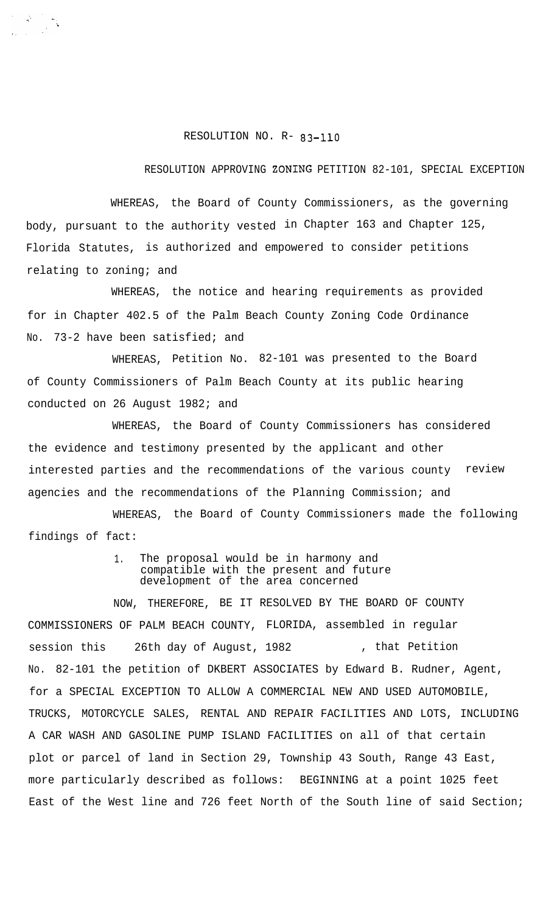RESOLUTION NO. R- 83-110

RESOLUTION APPROVING ZONING PETITION 82-101, SPECIAL EXCEPTION

WHEREAS, the Board of County Commissioners, as the governing body, pursuant to the authority vested in Chapter 163 and Chapter 125, Florida Statutes, is authorized and empowered to consider petitions relating to zoning; and

WHEREAS, the notice and hearing requirements as provided for in Chapter 402.5 of the Palm Beach County Zoning Code Ordinance No. 73-2 have been satisfied; and

WHEREAS, Petition No. 82-101 was presented to the Board of County Commissioners of Palm Beach County at its public hearing conducted on 26 August 1982; and

WHEREAS, the Board of County Commissioners has considered the evidence and testimony presented by the applicant and other interested parties and the recommendations of the various county review agencies and the recommendations of the Planning Commission; and

WHEREAS, the Board of County Commissioners made the following findings of fact:

1. The proposal would be in harmony and compatible with the present and future development of the area concerned

NOW, THEREFORE, BE IT RESOLVED BY THE BOARD OF COUNTY COMMISSIONERS OF PALM BEACH COUNTY, FLORIDA, assembled in regular session this 26th day of August, 1982, that Petition No. 82-101 the petition of DKBERT ASSOCIATES by Edward B. Rudner, Agent, for a SPECIAL EXCEPTION TO ALLOW A COMMERCIAL NEW AND USED AUTOMOBILE, TRUCKS, MOTORCYCLE SALES, RENTAL AND REPAIR FACILITIES AND LOTS, INCLUDING A CAR WASH AND GASOLINE PUMP ISLAND FACILITIES on all of that certain plot or parcel of land in Section 29, Township 43 South, Range 43 East, more particularly described as follows: BEGINNING at a point 1025 feet East of the West line and 726 feet North of the South line of said Section;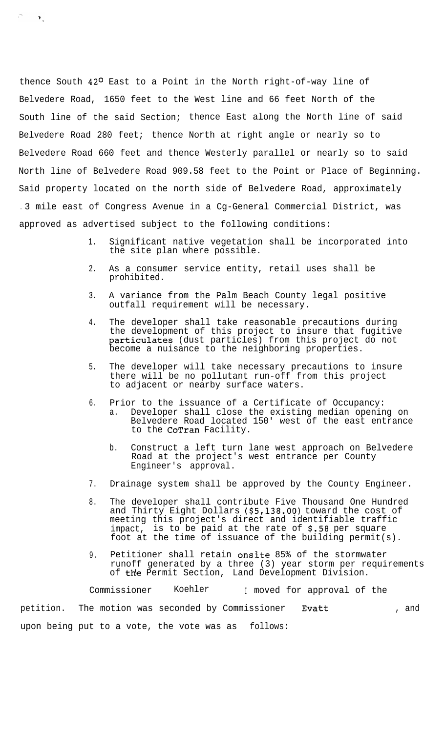thence South 42° East to a Point in the North right-of-way line of Belvedere Road, 1650 feet to the West line and 66 feet North of the South line of the said Section; thence East along the North line of said Belvedere Road 280 feet; thence North at right angle or nearly so to Belvedere Road 660 feet and thence Westerly parallel or nearly so to said North line of Belvedere Road 909.58 feet to the Point or Place of Beginning. Said property located on the north side of Belvedere Road, approximately .3 mile east of Congress Avenue in a Cg-General Commercial District, was approved as advertised subject to the following conditions:

1. Significant native vegetation shall be incorporated into the site plan where possible.

2. As a consumer service entity, retail uses shall be prohibited.

3. A variance from the Palm Beach County legal positive outfall requirement will be necessary.

4. The developer shall take reasonable precautions during the development of this project to insure that fugitive particulates (dust particles) from this project do not become a nuisance to the neighboring properties.

5. The developer will take necessary precautions to insure there will be no pollutant run-off from this project to adjacent or nearby surface waters.

6. Prior to the issuance of a Certificate of Occupancy:
   a. Developer shall close the existing median opening on Belvedere Road located 150' west of the east entrance to the CoTran Facility.

   b. Construct a left turn lane west approach on Belvedere Road at the project's west entrance per County Engineer's approval.

7. Drainage system shall be approved by the County Engineer.

8. The developer shall contribute Five Thousand One Hundred and Thirty Eight Dollars ($5,138.00) toward the cost of meeting this project's direct and identifiable traffic impact, is to be paid at the rate of $.58 per square foot at the time of issuance of the building permit(s).

9. Petitioner shall retain onsite 85% of the stormwater runoff generated by a three (3) year storm per requirements of the Permit Section, Land Development Division.

Commissioner Koehler moved for approval of the petition. The motion was seconded by Commissioner Evatt, and upon being put to a vote, the vote was as follows: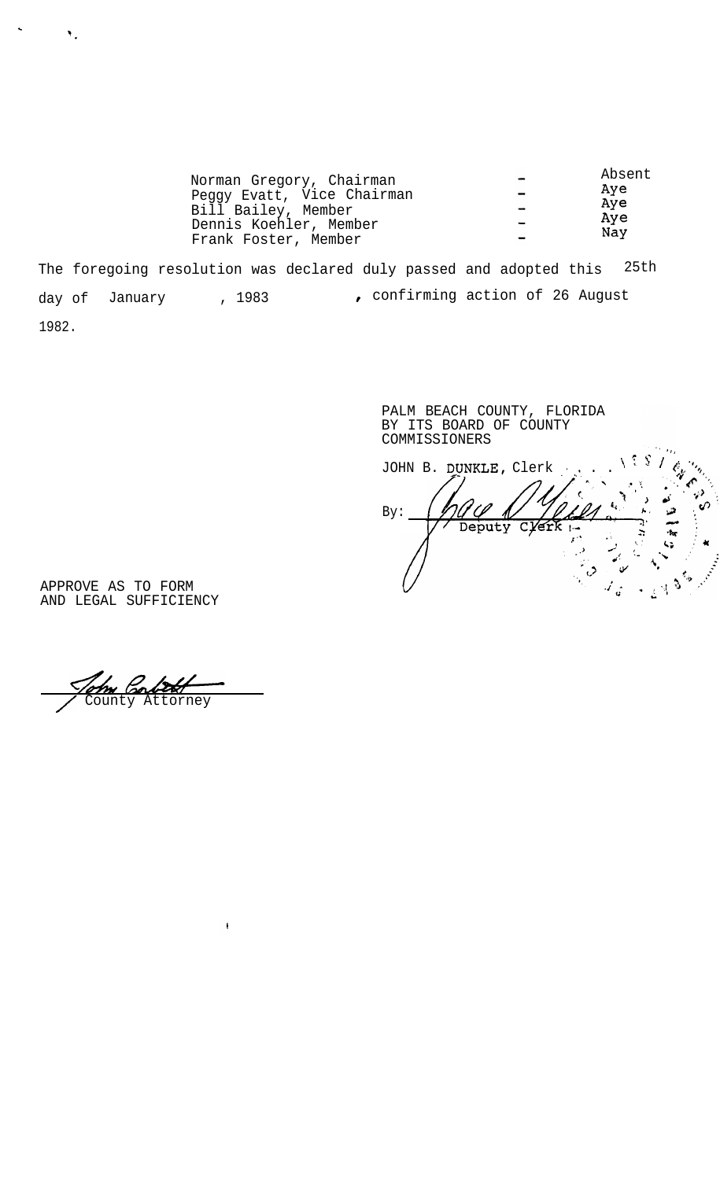| | | |
|---|---|---|
| Norman Gregory, Chairman | - | Absent |
| Peggy Evatt, Vice Chairman | - | Aye |
| Bill Bailey, Member | - | Aye |
| Dennis Koehler, Member | - | Aye |
| Frank Foster, Member | - | Nay |

The foregoing resolution was declared duly passed and adopted this 25th day of January , 1983 , confirming action of 26 August 1982.

PALM BEACH COUNTY, FLORIDA
BY ITS BOARD OF COUNTY
COMMISSIONERS

JOHN B. DUNKLE, Clerk

By: ____________________
Deputy Clerk

APPROVE AS TO FORM
AND LEGAL SUFFICIENCY

____________________
County Attorney